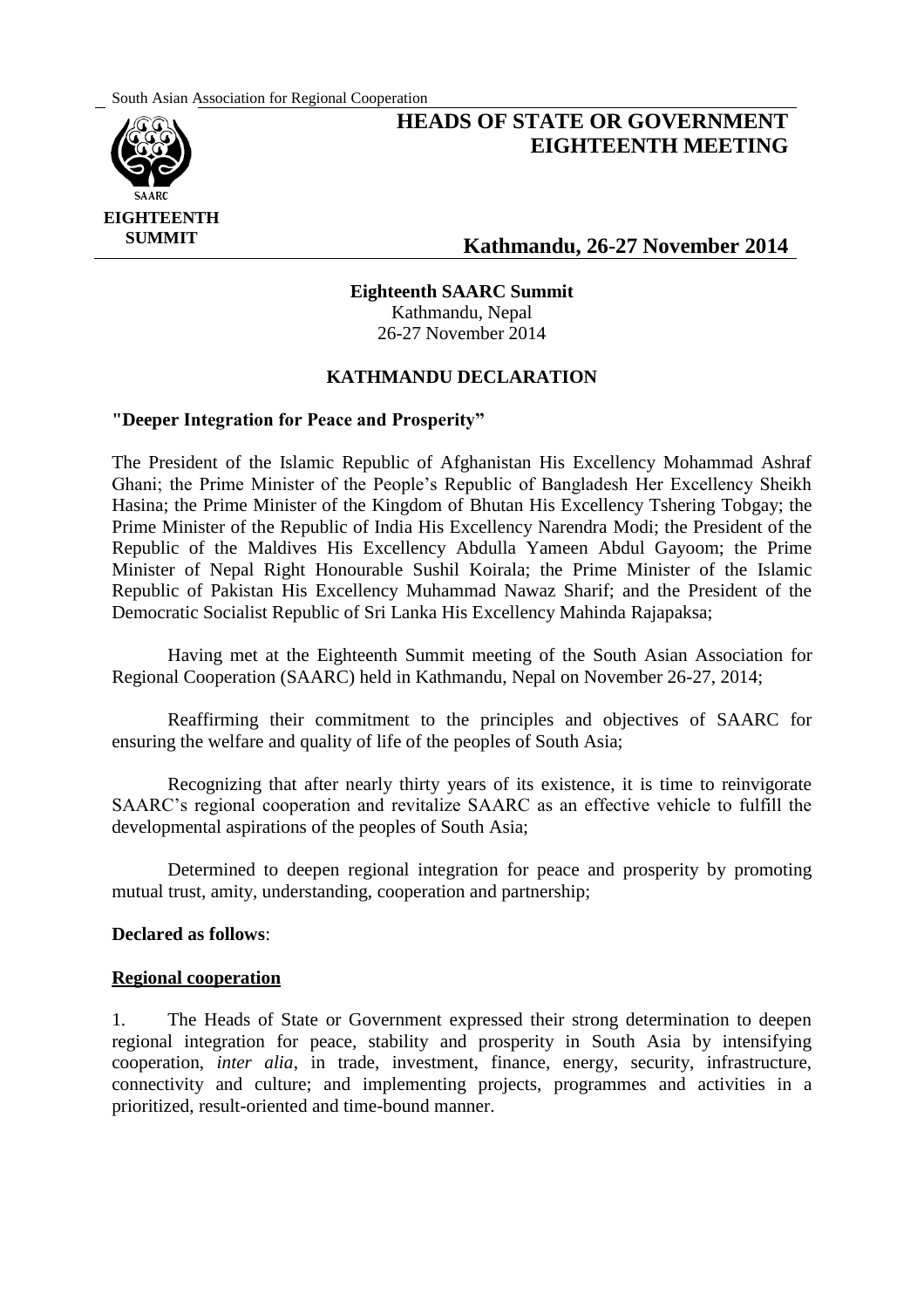South Asian Association for Regional Cooperation

# HEADS OF STATE OR GOVERNMENT EIGHTEENTH MEETING

**EIGHTEENTH SUMMIT**

**Kathmandu, 26-27 November 2014**

**Eighteenth SAARC Summit**
Kathmandu, Nepal
26-27 November 2014

## KATHMANDU DECLARATION

**"Deeper Integration for Peace and Prosperity"**

The President of the Islamic Republic of Afghanistan His Excellency Mohammad Ashraf Ghani; the Prime Minister of the People's Republic of Bangladesh Her Excellency Sheikh Hasina; the Prime Minister of the Kingdom of Bhutan His Excellency Tshering Tobgay; the Prime Minister of the Republic of India His Excellency Narendra Modi; the President of the Republic of the Maldives His Excellency Abdulla Yameen Abdul Gayoom; the Prime Minister of Nepal Right Honourable Sushil Koirala; the Prime Minister of the Islamic Republic of Pakistan His Excellency Muhammad Nawaz Sharif; and the President of the Democratic Socialist Republic of Sri Lanka His Excellency Mahinda Rajapaksa;

Having met at the Eighteenth Summit meeting of the South Asian Association for Regional Cooperation (SAARC) held in Kathmandu, Nepal on November 26-27, 2014;

Reaffirming their commitment to the principles and objectives of SAARC for ensuring the welfare and quality of life of the peoples of South Asia;

Recognizing that after nearly thirty years of its existence, it is time to reinvigorate SAARC's regional cooperation and revitalize SAARC as an effective vehicle to fulfill the developmental aspirations of the peoples of South Asia;

Determined to deepen regional integration for peace and prosperity by promoting mutual trust, amity, understanding, cooperation and partnership;

**Declared as follows**:

**Regional cooperation**

1. The Heads of State or Government expressed their strong determination to deepen regional integration for peace, stability and prosperity in South Asia by intensifying cooperation, *inter alia*, in trade, investment, finance, energy, security, infrastructure, connectivity and culture; and implementing projects, programmes and activities in a prioritized, result-oriented and time-bound manner.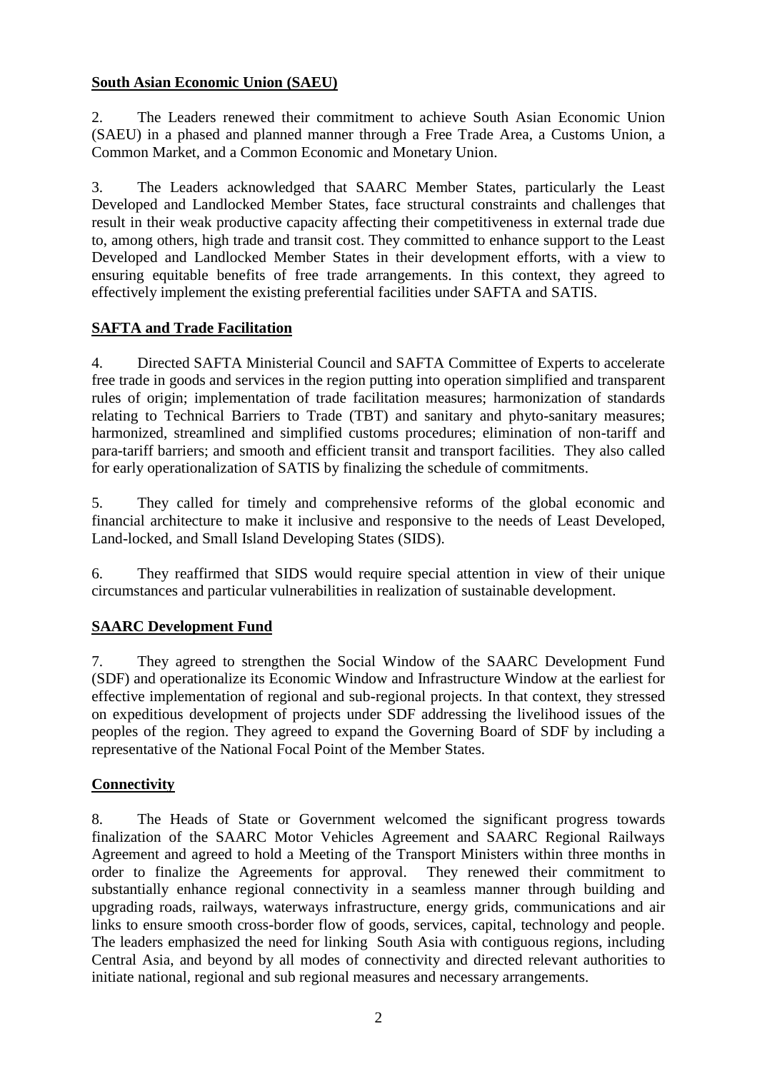## South Asian Economic Union (SAEU)

2. The Leaders renewed their commitment to achieve South Asian Economic Union (SAEU) in a phased and planned manner through a Free Trade Area, a Customs Union, a Common Market, and a Common Economic and Monetary Union.

3. The Leaders acknowledged that SAARC Member States, particularly the Least Developed and Landlocked Member States, face structural constraints and challenges that result in their weak productive capacity affecting their competitiveness in external trade due to, among others, high trade and transit cost. They committed to enhance support to the Least Developed and Landlocked Member States in their development efforts, with a view to ensuring equitable benefits of free trade arrangements. In this context, they agreed to effectively implement the existing preferential facilities under SAFTA and SATIS.

## SAFTA and Trade Facilitation

4. Directed SAFTA Ministerial Council and SAFTA Committee of Experts to accelerate free trade in goods and services in the region putting into operation simplified and transparent rules of origin; implementation of trade facilitation measures; harmonization of standards relating to Technical Barriers to Trade (TBT) and sanitary and phyto-sanitary measures; harmonized, streamlined and simplified customs procedures; elimination of non-tariff and para-tariff barriers; and smooth and efficient transit and transport facilities. They also called for early operationalization of SATIS by finalizing the schedule of commitments.

5. They called for timely and comprehensive reforms of the global economic and financial architecture to make it inclusive and responsive to the needs of Least Developed, Land-locked, and Small Island Developing States (SIDS).

6. They reaffirmed that SIDS would require special attention in view of their unique circumstances and particular vulnerabilities in realization of sustainable development.

## SAARC Development Fund

7. They agreed to strengthen the Social Window of the SAARC Development Fund (SDF) and operationalize its Economic Window and Infrastructure Window at the earliest for effective implementation of regional and sub-regional projects. In that context, they stressed on expeditious development of projects under SDF addressing the livelihood issues of the peoples of the region. They agreed to expand the Governing Board of SDF by including a representative of the National Focal Point of the Member States.

## Connectivity

8. The Heads of State or Government welcomed the significant progress towards finalization of the SAARC Motor Vehicles Agreement and SAARC Regional Railways Agreement and agreed to hold a Meeting of the Transport Ministers within three months in order to finalize the Agreements for approval. They renewed their commitment to substantially enhance regional connectivity in a seamless manner through building and upgrading roads, railways, waterways infrastructure, energy grids, communications and air links to ensure smooth cross-border flow of goods, services, capital, technology and people. The leaders emphasized the need for linking South Asia with contiguous regions, including Central Asia, and beyond by all modes of connectivity and directed relevant authorities to initiate national, regional and sub regional measures and necessary arrangements.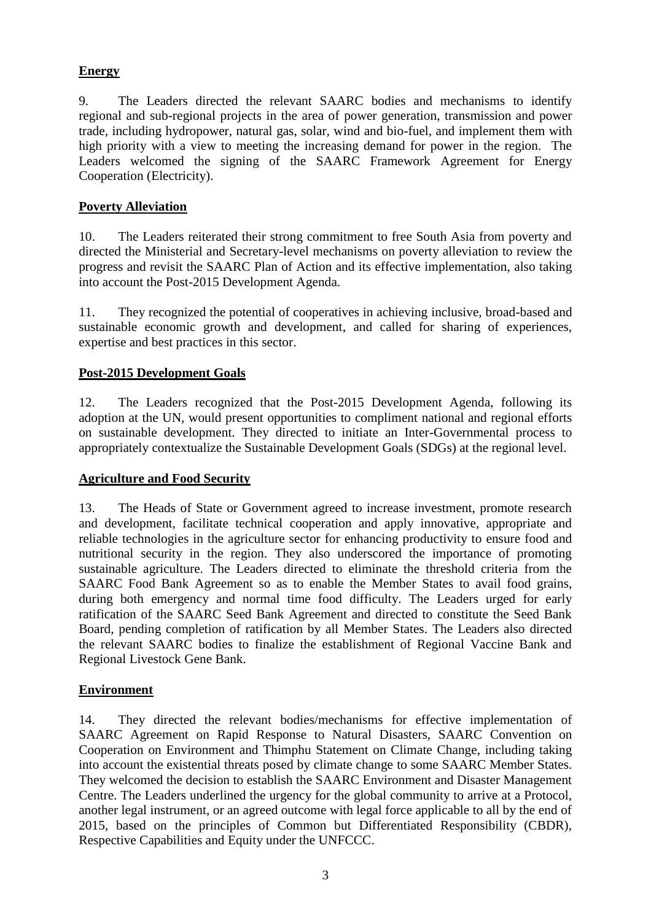**Energy**

9. The Leaders directed the relevant SAARC bodies and mechanisms to identify regional and sub-regional projects in the area of power generation, transmission and power trade, including hydropower, natural gas, solar, wind and bio-fuel, and implement them with high priority with a view to meeting the increasing demand for power in the region. The Leaders welcomed the signing of the SAARC Framework Agreement for Energy Cooperation (Electricity).

**Poverty Alleviation**

10. The Leaders reiterated their strong commitment to free South Asia from poverty and directed the Ministerial and Secretary-level mechanisms on poverty alleviation to review the progress and revisit the SAARC Plan of Action and its effective implementation, also taking into account the Post-2015 Development Agenda.

11. They recognized the potential of cooperatives in achieving inclusive, broad-based and sustainable economic growth and development, and called for sharing of experiences, expertise and best practices in this sector.

**Post-2015 Development Goals**

12. The Leaders recognized that the Post-2015 Development Agenda, following its adoption at the UN, would present opportunities to compliment national and regional efforts on sustainable development. They directed to initiate an Inter-Governmental process to appropriately contextualize the Sustainable Development Goals (SDGs) at the regional level.

**Agriculture and Food Security**

13. The Heads of State or Government agreed to increase investment, promote research and development, facilitate technical cooperation and apply innovative, appropriate and reliable technologies in the agriculture sector for enhancing productivity to ensure food and nutritional security in the region. They also underscored the importance of promoting sustainable agriculture. The Leaders directed to eliminate the threshold criteria from the SAARC Food Bank Agreement so as to enable the Member States to avail food grains, during both emergency and normal time food difficulty. The Leaders urged for early ratification of the SAARC Seed Bank Agreement and directed to constitute the Seed Bank Board, pending completion of ratification by all Member States. The Leaders also directed the relevant SAARC bodies to finalize the establishment of Regional Vaccine Bank and Regional Livestock Gene Bank.

**Environment**

14. They directed the relevant bodies/mechanisms for effective implementation of SAARC Agreement on Rapid Response to Natural Disasters, SAARC Convention on Cooperation on Environment and Thimphu Statement on Climate Change, including taking into account the existential threats posed by climate change to some SAARC Member States. They welcomed the decision to establish the SAARC Environment and Disaster Management Centre. The Leaders underlined the urgency for the global community to arrive at a Protocol, another legal instrument, or an agreed outcome with legal force applicable to all by the end of 2015, based on the principles of Common but Differentiated Responsibility (CBDR), Respective Capabilities and Equity under the UNFCCC.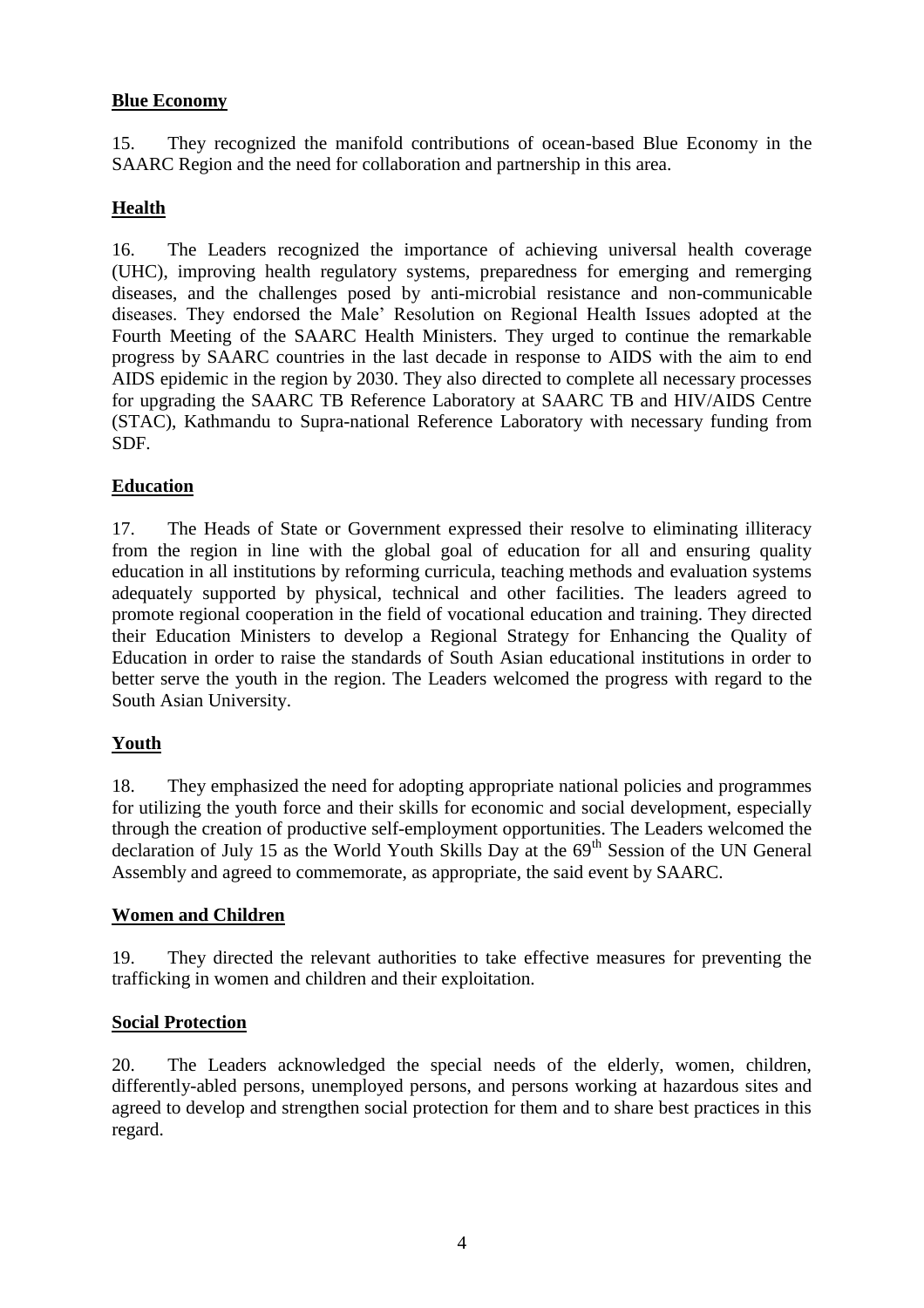**Blue Economy**

15. They recognized the manifold contributions of ocean-based Blue Economy in the SAARC Region and the need for collaboration and partnership in this area.

**Health**

16. The Leaders recognized the importance of achieving universal health coverage (UHC), improving health regulatory systems, preparedness for emerging and remerging diseases, and the challenges posed by anti-microbial resistance and non-communicable diseases. They endorsed the Male' Resolution on Regional Health Issues adopted at the Fourth Meeting of the SAARC Health Ministers. They urged to continue the remarkable progress by SAARC countries in the last decade in response to AIDS with the aim to end AIDS epidemic in the region by 2030. They also directed to complete all necessary processes for upgrading the SAARC TB Reference Laboratory at SAARC TB and HIV/AIDS Centre (STAC), Kathmandu to Supra-national Reference Laboratory with necessary funding from SDF.

**Education**

17. The Heads of State or Government expressed their resolve to eliminating illiteracy from the region in line with the global goal of education for all and ensuring quality education in all institutions by reforming curricula, teaching methods and evaluation systems adequately supported by physical, technical and other facilities. The leaders agreed to promote regional cooperation in the field of vocational education and training. They directed their Education Ministers to develop a Regional Strategy for Enhancing the Quality of Education in order to raise the standards of South Asian educational institutions in order to better serve the youth in the region. The Leaders welcomed the progress with regard to the South Asian University.

**Youth**

18. They emphasized the need for adopting appropriate national policies and programmes for utilizing the youth force and their skills for economic and social development, especially through the creation of productive self-employment opportunities. The Leaders welcomed the declaration of July 15 as the World Youth Skills Day at the 69th Session of the UN General Assembly and agreed to commemorate, as appropriate, the said event by SAARC.

**Women and Children**

19. They directed the relevant authorities to take effective measures for preventing the trafficking in women and children and their exploitation.

**Social Protection**

20. The Leaders acknowledged the special needs of the elderly, women, children, differently-abled persons, unemployed persons, and persons working at hazardous sites and agreed to develop and strengthen social protection for them and to share best practices in this regard.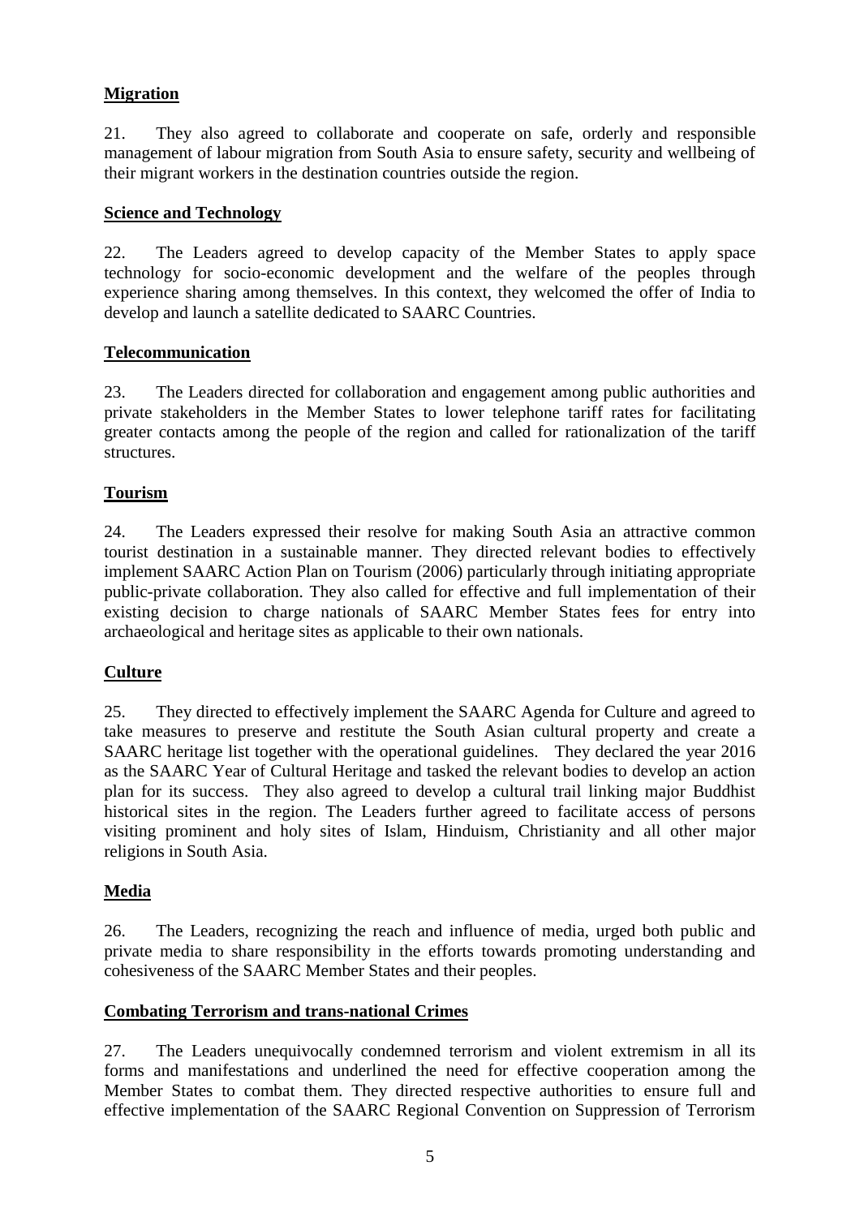**Migration**

21. They also agreed to collaborate and cooperate on safe, orderly and responsible management of labour migration from South Asia to ensure safety, security and wellbeing of their migrant workers in the destination countries outside the region.

**Science and Technology**

22. The Leaders agreed to develop capacity of the Member States to apply space technology for socio-economic development and the welfare of the peoples through experience sharing among themselves. In this context, they welcomed the offer of India to develop and launch a satellite dedicated to SAARC Countries.

**Telecommunication**

23. The Leaders directed for collaboration and engagement among public authorities and private stakeholders in the Member States to lower telephone tariff rates for facilitating greater contacts among the people of the region and called for rationalization of the tariff structures.

**Tourism**

24. The Leaders expressed their resolve for making South Asia an attractive common tourist destination in a sustainable manner. They directed relevant bodies to effectively implement SAARC Action Plan on Tourism (2006) particularly through initiating appropriate public-private collaboration. They also called for effective and full implementation of their existing decision to charge nationals of SAARC Member States fees for entry into archaeological and heritage sites as applicable to their own nationals.

**Culture**

25. They directed to effectively implement the SAARC Agenda for Culture and agreed to take measures to preserve and restitute the South Asian cultural property and create a SAARC heritage list together with the operational guidelines. They declared the year 2016 as the SAARC Year of Cultural Heritage and tasked the relevant bodies to develop an action plan for its success. They also agreed to develop a cultural trail linking major Buddhist historical sites in the region. The Leaders further agreed to facilitate access of persons visiting prominent and holy sites of Islam, Hinduism, Christianity and all other major religions in South Asia.

**Media**

26. The Leaders, recognizing the reach and influence of media, urged both public and private media to share responsibility in the efforts towards promoting understanding and cohesiveness of the SAARC Member States and their peoples.

**Combating Terrorism and trans-national Crimes**

27. The Leaders unequivocally condemned terrorism and violent extremism in all its forms and manifestations and underlined the need for effective cooperation among the Member States to combat them. They directed respective authorities to ensure full and effective implementation of the SAARC Regional Convention on Suppression of Terrorism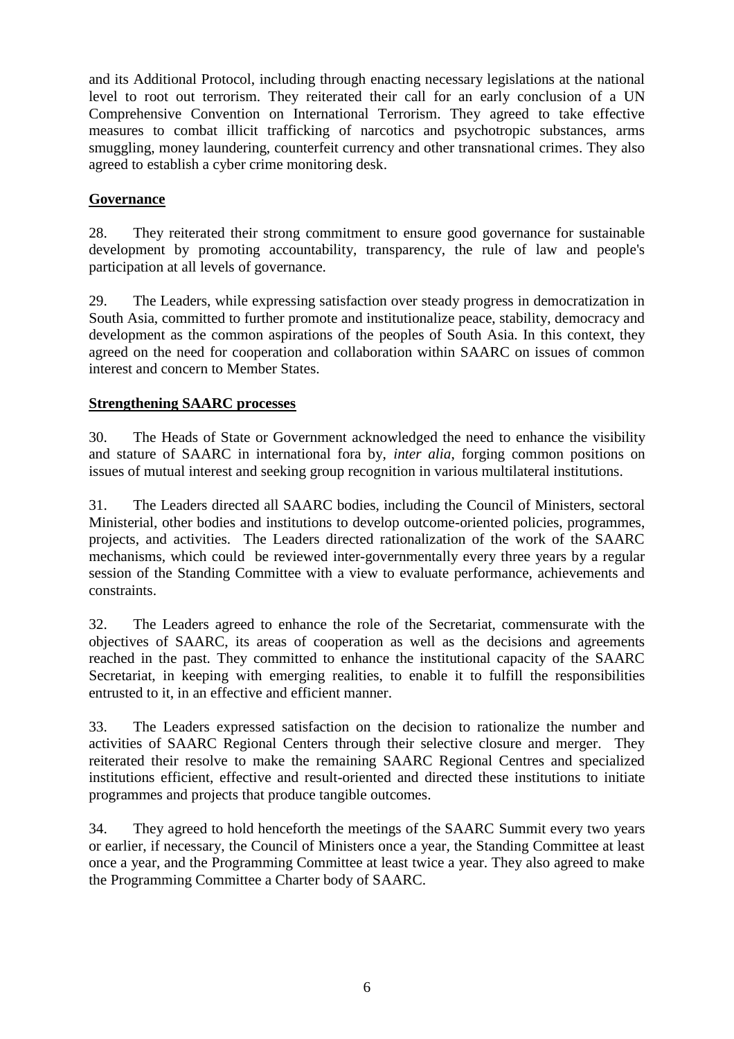and its Additional Protocol, including through enacting necessary legislations at the national level to root out terrorism. They reiterated their call for an early conclusion of a UN Comprehensive Convention on International Terrorism. They agreed to take effective measures to combat illicit trafficking of narcotics and psychotropic substances, arms smuggling, money laundering, counterfeit currency and other transnational crimes. They also agreed to establish a cyber crime monitoring desk.

## Governance

28. They reiterated their strong commitment to ensure good governance for sustainable development by promoting accountability, transparency, the rule of law and people's participation at all levels of governance.

29. The Leaders, while expressing satisfaction over steady progress in democratization in South Asia, committed to further promote and institutionalize peace, stability, democracy and development as the common aspirations of the peoples of South Asia. In this context, they agreed on the need for cooperation and collaboration within SAARC on issues of common interest and concern to Member States.

## Strengthening SAARC processes

30. The Heads of State or Government acknowledged the need to enhance the visibility and stature of SAARC in international fora by, *inter alia*, forging common positions on issues of mutual interest and seeking group recognition in various multilateral institutions.

31. The Leaders directed all SAARC bodies, including the Council of Ministers, sectoral Ministerial, other bodies and institutions to develop outcome-oriented policies, programmes, projects, and activities. The Leaders directed rationalization of the work of the SAARC mechanisms, which could be reviewed inter-governmentally every three years by a regular session of the Standing Committee with a view to evaluate performance, achievements and constraints.

32. The Leaders agreed to enhance the role of the Secretariat, commensurate with the objectives of SAARC, its areas of cooperation as well as the decisions and agreements reached in the past. They committed to enhance the institutional capacity of the SAARC Secretariat, in keeping with emerging realities, to enable it to fulfill the responsibilities entrusted to it, in an effective and efficient manner.

33. The Leaders expressed satisfaction on the decision to rationalize the number and activities of SAARC Regional Centers through their selective closure and merger. They reiterated their resolve to make the remaining SAARC Regional Centres and specialized institutions efficient, effective and result-oriented and directed these institutions to initiate programmes and projects that produce tangible outcomes.

34. They agreed to hold henceforth the meetings of the SAARC Summit every two years or earlier, if necessary, the Council of Ministers once a year, the Standing Committee at least once a year, and the Programming Committee at least twice a year. They also agreed to make the Programming Committee a Charter body of SAARC.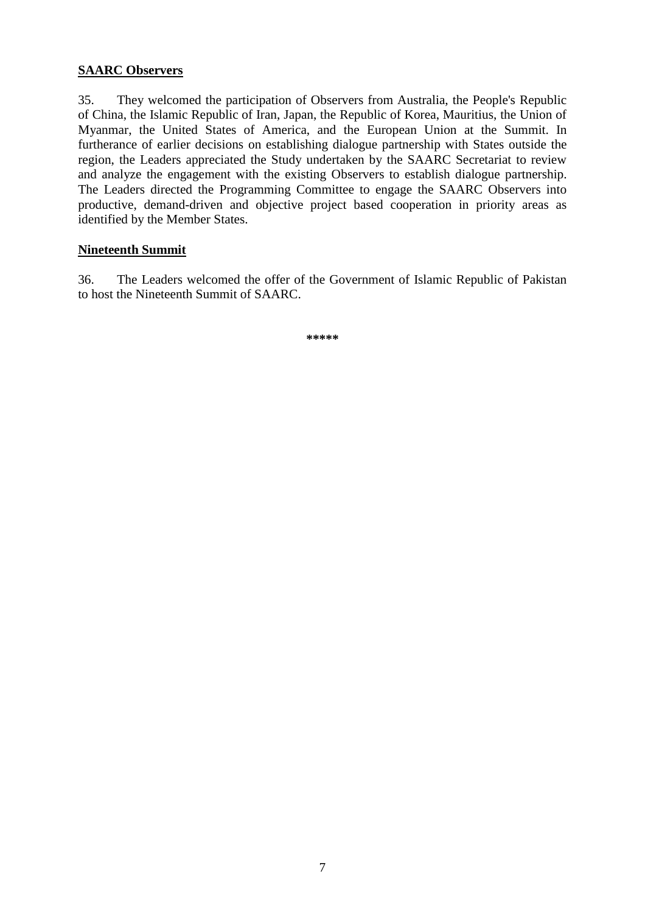**SAARC Observers**

35. They welcomed the participation of Observers from Australia, the People's Republic of China, the Islamic Republic of Iran, Japan, the Republic of Korea, Mauritius, the Union of Myanmar, the United States of America, and the European Union at the Summit. In furtherance of earlier decisions on establishing dialogue partnership with States outside the region, the Leaders appreciated the Study undertaken by the SAARC Secretariat to review and analyze the engagement with the existing Observers to establish dialogue partnership. The Leaders directed the Programming Committee to engage the SAARC Observers into productive, demand-driven and objective project based cooperation in priority areas as identified by the Member States.

**Nineteenth Summit**

36. The Leaders welcomed the offer of the Government of Islamic Republic of Pakistan to host the Nineteenth Summit of SAARC.

*****